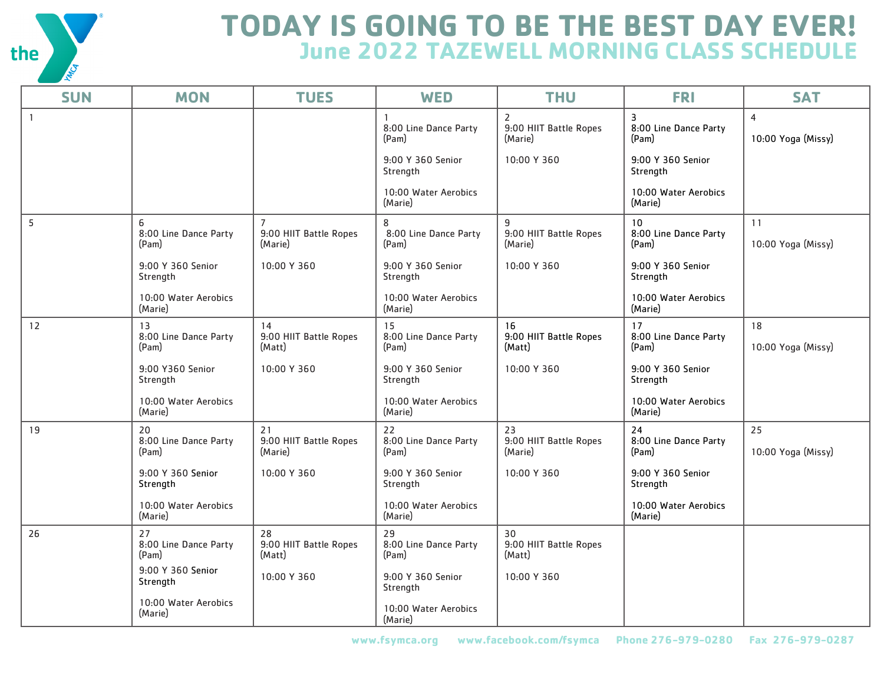the YMCA

# TODAY IS GOING TO BE THE BEST DAY EVER!

## June 2022 TAZEWELL MORNING CLASS SCHEDULE

| SUN | MON | TUES | WED | THU | FRI | SAT |
|---|---|---|---|---|---|---|
| 1 | | | 1<br>8:00 Line Dance Party (Pam)<br><br>9:00 Y 360 Senior Strength<br><br>10:00 Water Aerobics (Marie) | 2<br>9:00 HIIT Battle Ropes (Marie)<br><br>10:00 Y 360 | 3<br>8:00 Line Dance Party (Pam)<br><br>9:00 Y 360 Senior Strength<br><br>10:00 Water Aerobics (Marie) | 4<br><br>10:00 Yoga (Missy) |
| 5 | 6<br>8:00 Line Dance Party (Pam)<br><br>9:00 Y 360 Senior Strength<br><br>10:00 Water Aerobics (Marie) | 7<br>9:00 HIIT Battle Ropes (Marie)<br><br>10:00 Y 360 | 8<br>8:00 Line Dance Party (Pam)<br><br>9:00 Y 360 Senior Strength<br><br>10:00 Water Aerobics (Marie) | 9<br>9:00 HIIT Battle Ropes (Marie)<br><br>10:00 Y 360 | 10<br>8:00 Line Dance Party (Pam)<br><br>9:00 Y 360 Senior Strength<br><br>10:00 Water Aerobics (Marie) | 11<br><br>10:00 Yoga (Missy) |
| 12 | 13<br>8:00 Line Dance Party (Pam)<br><br>9:00 Y360 Senior Strength<br><br>10:00 Water Aerobics (Marie) | 14<br>9:00 HIIT Battle Ropes (Matt)<br><br>10:00 Y 360 | 15<br>8:00 Line Dance Party (Pam)<br><br>9:00 Y 360 Senior Strength<br><br>10:00 Water Aerobics (Marie) | 16<br>9:00 HIIT Battle Ropes (Matt)<br><br>10:00 Y 360 | 17<br>8:00 Line Dance Party (Pam)<br><br>9:00 Y 360 Senior Strength<br><br>10:00 Water Aerobics (Marie) | 18<br><br>10:00 Yoga (Missy) |
| 19 | 20<br>8:00 Line Dance Party (Pam)<br><br>9:00 Y 360 Senior Strength<br><br>10:00 Water Aerobics (Marie) | 21<br>9:00 HIIT Battle Ropes (Marie)<br><br>10:00 Y 360 | 22<br>8:00 Line Dance Party (Pam)<br><br>9:00 Y 360 Senior Strength<br><br>10:00 Water Aerobics (Marie) | 23<br>9:00 HIIT Battle Ropes (Marie)<br><br>10:00 Y 360 | 24<br>8:00 Line Dance Party (Pam)<br><br>9:00 Y 360 Senior Strength<br><br>10:00 Water Aerobics (Marie) | 25<br><br>10:00 Yoga (Missy) |
| 26 | 27<br>8:00 Line Dance Party (Pam)<br>9:00 Y 360 Senior Strength<br><br>10:00 Water Aerobics (Marie) | 28<br>9:00 HIIT Battle Ropes (Matt)<br><br>10:00 Y 360 | 29<br>8:00 Line Dance Party (Pam)<br><br>9:00 Y 360 Senior Strength<br><br>10:00 Water Aerobics (Marie) | 30<br>9:00 HIIT Battle Ropes (Matt)<br><br>10:00 Y 360 | | |

www.fsymca.org www.facebook.com/fsymca Phone 276-979-0280 Fax 276-979-0287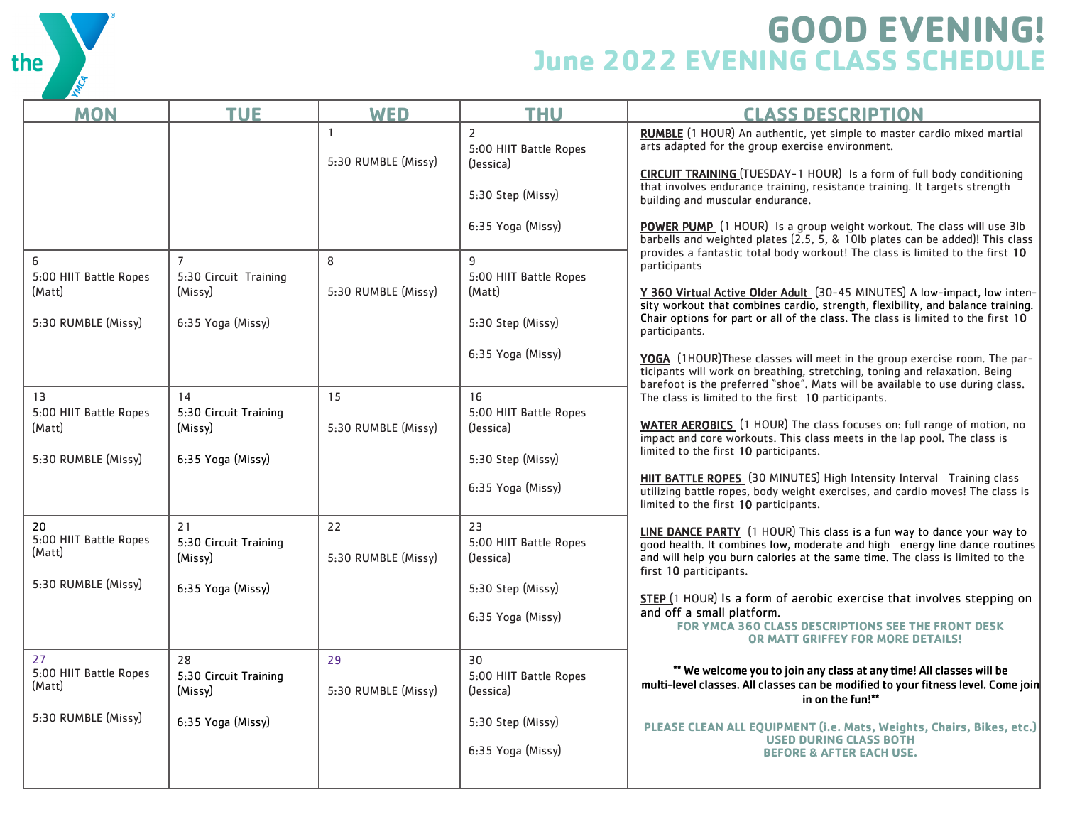# GOOD EVENING!
## June 2022 EVENING CLASS SCHEDULE

| MON | TUE | WED | THU |
|---|---|---|---|
| | | 1<br>5:30 RUMBLE (Missy) | 2<br>5:00 HIIT Battle Ropes (Jessica)<br>5:30 Step (Missy)<br>6:35 Yoga (Missy) |
| 6<br>5:00 HIIT Battle Ropes (Matt)<br>5:30 RUMBLE (Missy) | 7<br>5:30 Circuit Training (Missy)<br>6:35 Yoga (Missy) | 8<br>5:30 RUMBLE (Missy) | 9<br>5:00 HIIT Battle Ropes (Matt)<br>5:30 Step (Missy)<br>6:35 Yoga (Missy) |
| 13<br>5:00 HIIT Battle Ropes (Matt)<br>5:30 RUMBLE (Missy) | 14<br>5:30 Circuit Training (Missy)<br>6:35 Yoga (Missy) | 15<br>5:30 RUMBLE (Missy) | 16<br>5:00 HIIT Battle Ropes (Jessica)<br>5:30 Step (Missy)<br>6:35 Yoga (Missy) |
| 20<br>5:00 HIIT Battle Ropes (Matt)<br>5:30 RUMBLE (Missy) | 21<br>5:30 Circuit Training (Missy)<br>6:35 Yoga (Missy) | 22<br>5:30 RUMBLE (Missy) | 23<br>5:00 HIIT Battle Ropes (Jessica)<br>5:30 Step (Missy)<br>6:35 Yoga (Missy) |
| 27<br>5:00 HIIT Battle Ropes (Matt)<br>5:30 RUMBLE (Missy) | 28<br>5:30 Circuit Training (Missy)<br>6:35 Yoga (Missy) | 29<br>5:30 RUMBLE (Missy) | 30<br>5:00 HIIT Battle Ropes (Jessica)<br>5:30 Step (Missy)<br>6:35 Yoga (Missy) |

## CLASS DESCRIPTION

**RUMBLE** (1 HOUR) An authentic, yet simple to master cardio mixed martial arts adapted for the group exercise environment.

**CIRCUIT TRAINING** (TUESDAY-1 HOUR) Is a form of full body conditioning that involves endurance training, resistance training. It targets strength building and muscular endurance.

**POWER PUMP** (1 HOUR) Is a group weight workout. The class will use 3lb barbells and weighted plates (2.5, 5, & 10lb plates can be added)! This class provides a fantastic total body workout! The class is limited to the first 10 participants

**Y 360 Virtual Active Older Adult** (30-45 MINUTES) A low-impact, low intensity workout that combines cardio, strength, flexibility, and balance training. Chair options for part or all of the class. The class is limited to the first 10 participants.

**YOGA** (1HOUR)These classes will meet in the group exercise room. The participants will work on breathing, stretching, toning and relaxation. Being barefoot is the preferred "shoe". Mats will be available to use during class. The class is limited to the first 10 participants.

**WATER AEROBICS** (1 HOUR) The class focuses on: full range of motion, no impact and core workouts. This class meets in the lap pool. The class is limited to the first 10 participants.

**HIIT BATTLE ROPES** (30 MINUTES) High Intensity Interval Training class utilizing battle ropes, body weight exercises, and cardio moves! The class is limited to the first 10 participants.

**LINE DANCE PARTY** (1 HOUR) This class is a fun way to dance your way to good health. It combines low, moderate and high energy line dance routines and will help you burn calories at the same time. The class is limited to the first 10 participants.

**STEP** (1 HOUR) Is a form of aerobic exercise that involves stepping on and off a small platform.

**FOR YMCA 360 CLASS DESCRIPTIONS SEE THE FRONT DESK OR MATT GRIFFEY FOR MORE DETAILS!**

**\*\* We welcome you to join any class at any time! All classes will be multi-level classes. All classes can be modified to your fitness level. Come join in on the fun!\*\***

**PLEASE CLEAN ALL EQUIPMENT (i.e. Mats, Weights, Chairs, Bikes, etc.) USED DURING CLASS BOTH BEFORE & AFTER EACH USE.**